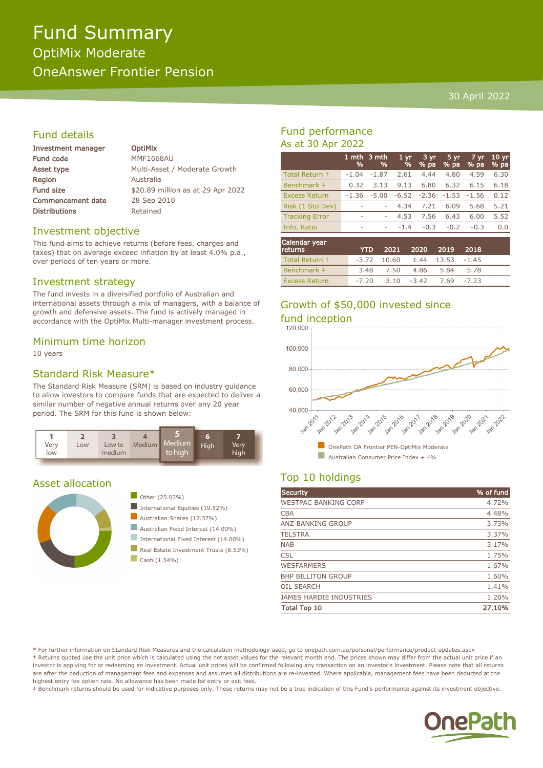# Fund Summary

## OptiMix Moderate

## OneAnswer Frontier Pension

30 April 2022

## Fund details

| | |
|---|---|
| Investment manager | OptiMix |
| Fund code | MMF1668AU |
| Asset type | Multi-Asset / Moderate Growth |
| Region | Australia |
| Fund size | $20.89 million as at 29 Apr 2022 |
| Commencement date | 28 Sep 2010 |
| Distributions | Retained |

## Investment objective

This fund aims to achieve returns (before fees, charges and taxes) that on average exceed inflation by at least 4.0% p.a., over periods of ten years or more.

## Investment strategy

The fund invests in a diversified portfolio of Australian and international assets through a mix of managers, with a balance of growth and defensive assets. The fund is actively managed in accordance with the OptiMix Multi-manager investment process.

## Minimum time horizon

10 years

## Standard Risk Measure*

The Standard Risk Measure (SRM) is based on industry guidance to allow investors to compare funds that are expected to deliver a similar number of negative annual returns over any 20 year period. The SRM for this fund is shown below:

| 1 Very low | 2 Low | 3 Low to medium | 4 Medium | **5 Medium to high** | 6 High | 7 Very high |
|---|---|---|---|---|---|---|

## Asset allocation

- Other (25.03%)
- International Equities (19.52%)
- Australian Shares (17.37%)
- Australian Fixed Interest (14.00%)
- International Fixed Interest (14.00%)
- Real Estate Investment Trusts (8.53%)
- Cash (1.54%)

## Fund performance

As at 30 Apr 2022

| | 1 mth % | 3 mth % | 1 yr % | 3 yr % pa | 5 yr % pa | 7 yr % pa | 10 yr % pa |
|---|---|---|---|---|---|---|---|
| Total Return † | -1.04 | -1.87 | 2.61 | 4.44 | 4.80 | 4.59 | 6.30 |
| Benchmark ‡ | 0.32 | 3.13 | 9.13 | 6.80 | 6.32 | 6.15 | 6.18 |
| Excess Return | -1.36 | -5.00 | -6.52 | -2.36 | -1.53 | -1.56 | 0.12 |
| Risk (1 Std Dev) | - | - | 4.34 | 7.21 | 6.09 | 5.68 | 5.21 |
| Tracking Error | - | - | 4.53 | 7.56 | 6.43 | 6.00 | 5.52 |
| Info. Ratio | - | - | -1.4 | -0.3 | -0.2 | -0.3 | 0.0 |

| Calendar year returns | YTD | 2021 | 2020 | 2019 | 2018 |
|---|---|---|---|---|---|
| Total Return † | -3.72 | 10.60 | 1.44 | 13.53 | -1.45 |
| Benchmark ‡ | 3.48 | 7.50 | 4.86 | 5.84 | 5.78 |
| Excess Return | -7.20 | 3.10 | -3.42 | 7.69 | -7.23 |

## Growth of $50,000 invested since fund inception

- OnePath OA Frontier PEN-OptiMix Moderate
- Australian Consumer Price Index + 4%

## Top 10 holdings

| Security | % of fund |
|---|---|
| WESTPAC BANKING CORP | 4.72% |
| CBA | 4.48% |
| ANZ BANKING GROUP | 3.73% |
| TELSTRA | 3.37% |
| NAB | 3.17% |
| CSL | 1.75% |
| WESFARMERS | 1.67% |
| BHP BILLITON GROUP | 1.60% |
| OIL SEARCH | 1.41% |
| JAMES HARDIE INDUSTRIES | 1.20% |
| **Total Top 10** | **27.10%** |

* For further information on Standard Risk Measures and the calculation methodology used, go to onepath.com.au/personal/performance/product-updates.aspx

† Returns quoted use the unit price which is calculated using the net asset values for the relevant month end. The prices shown may differ from the actual unit price if an investor is applying for or redeeming an investment. Actual unit prices will be confirmed following any transaction on an investor's investment. Please note that all returns are after the deduction of management fees and expenses and assumes all distributions are re-invested. Where applicable, management fees have been deducted at the highest entry fee option rate. No allowance has been made for entry or exit fees.

‡ Benchmark returns should be used for indicative purposes only. These returns may not be a true indication of this Fund's performance against its investment objective.

OnePath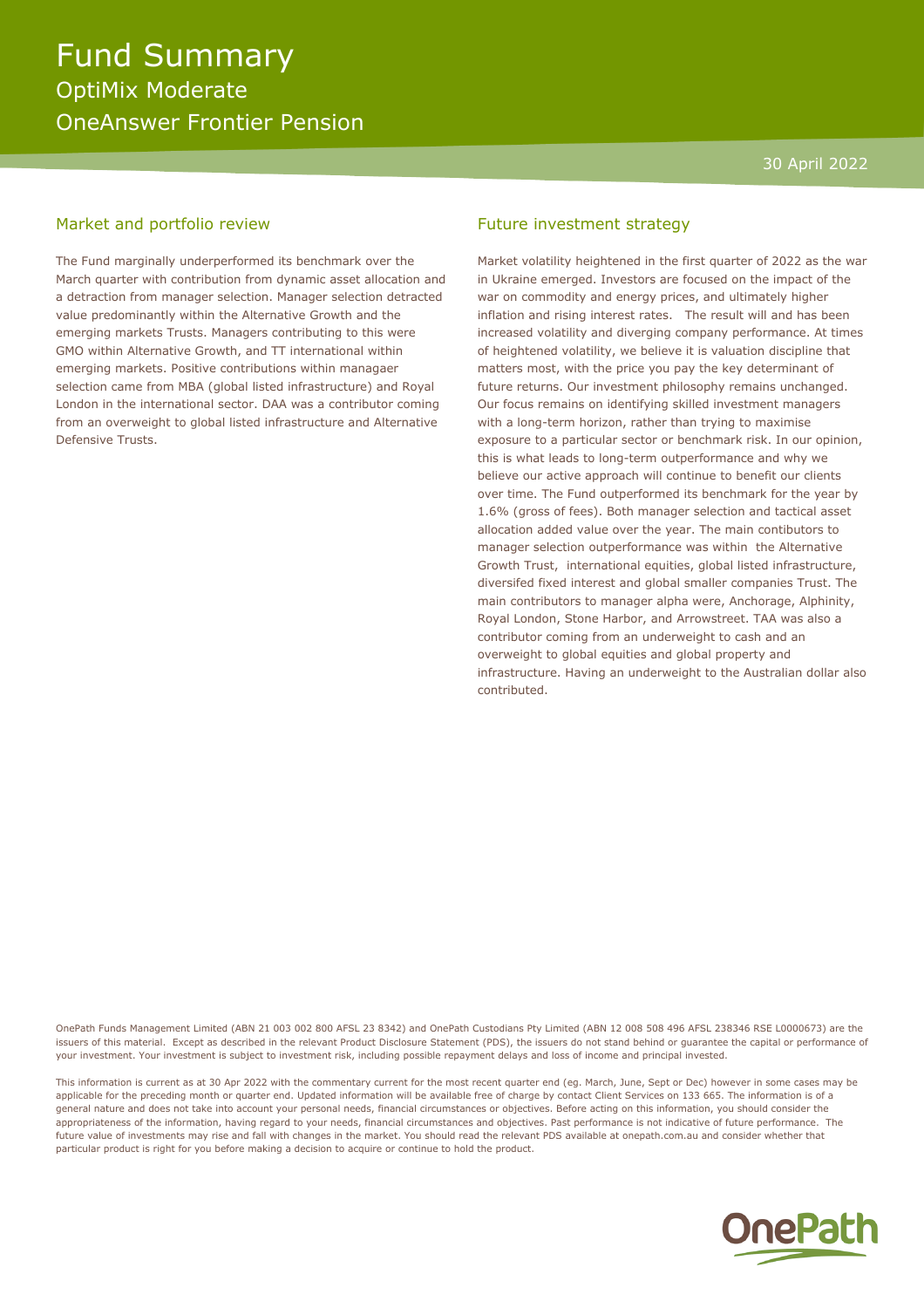# Fund Summary

## OptiMix Moderate

## OneAnswer Frontier Pension

30 April 2022

### Market and portfolio review

The Fund marginally underperformed its benchmark over the March quarter with contribution from dynamic asset allocation and a detraction from manager selection. Manager selection detracted value predominantly within the Alternative Growth and the emerging markets Trusts. Managers contributing to this were GMO within Alternative Growth, and TT international within emerging markets. Positive contributions within managaer selection came from MBA (global listed infrastructure) and Royal London in the international sector. DAA was a contributor coming from an overweight to global listed infrastructure and Alternative Defensive Trusts.

### Future investment strategy

Market volatility heightened in the first quarter of 2022 as the war in Ukraine emerged. Investors are focused on the impact of the war on commodity and energy prices, and ultimately higher inflation and rising interest rates. The result will and has been increased volatility and diverging company performance. At times of heightened volatility, we believe it is valuation discipline that matters most, with the price you pay the key determinant of future returns. Our investment philosophy remains unchanged. Our focus remains on identifying skilled investment managers with a long-term horizon, rather than trying to maximise exposure to a particular sector or benchmark risk. In our opinion, this is what leads to long-term outperformance and why we believe our active approach will continue to benefit our clients over time. The Fund outperformed its benchmark for the year by 1.6% (gross of fees). Both manager selection and tactical asset allocation added value over the year. The main contibutors to manager selection outperformance was within the Alternative Growth Trust, international equities, global listed infrastructure, diversifed fixed interest and global smaller companies Trust. The main contributors to manager alpha were, Anchorage, Alphinity, Royal London, Stone Harbor, and Arrowstreet. TAA was also a contributor coming from an underweight to cash and an overweight to global equities and global property and infrastructure. Having an underweight to the Australian dollar also contributed.

OnePath Funds Management Limited (ABN 21 003 002 800 AFSL 23 8342) and OnePath Custodians Pty Limited (ABN 12 008 508 496 AFSL 238346 RSE L0000673) are the issuers of this material. Except as described in the relevant Product Disclosure Statement (PDS), the issuers do not stand behind or guarantee the capital or performance of your investment. Your investment is subject to investment risk, including possible repayment delays and loss of income and principal invested.

This information is current as at 30 Apr 2022 with the commentary current for the most recent quarter end (eg. March, June, Sept or Dec) however in some cases may be applicable for the preceding month or quarter end. Updated information will be available free of charge by contact Client Services on 133 665. The information is of a general nature and does not take into account your personal needs, financial circumstances or objectives. Before acting on this information, you should consider the appropriateness of the information, having regard to your needs, financial circumstances and objectives. Past performance is not indicative of future performance. The future value of investments may rise and fall with changes in the market. You should read the relevant PDS available at onepath.com.au and consider whether that particular product is right for you before making a decision to acquire or continue to hold the product.

OnePath